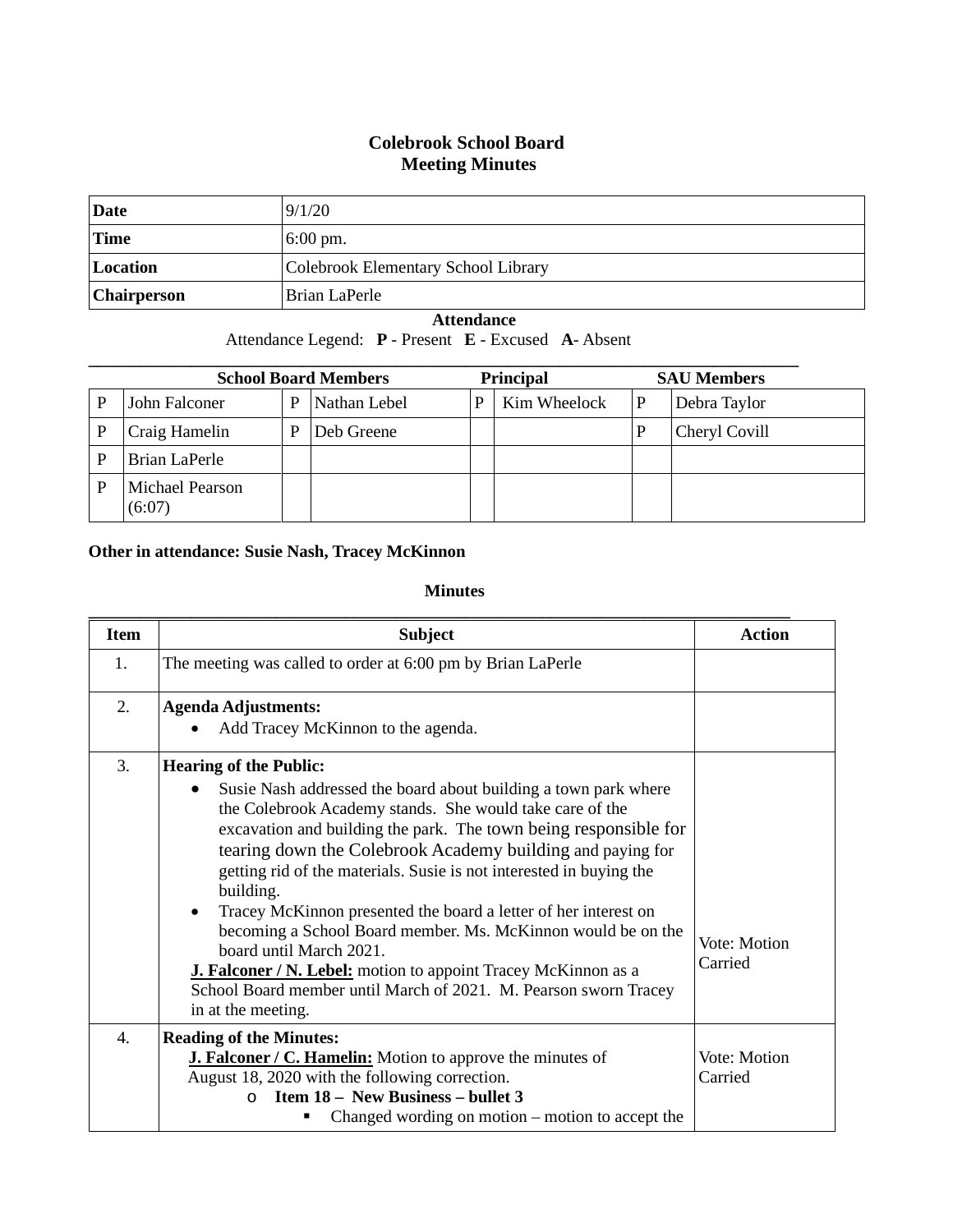# Colebrook School Board
## Meeting Minutes

| Date | 9/1/20 |
|---|---|
| Time | 6:00 pm. |
| Location | Colebrook Elementary School Library |
| Chairperson | Brian LaPerle |

**Attendance**

Attendance Legend: **P** - Present **E** - Excused **A**- Absent

| School Board Members | | | | Principal | | SAU Members | |
|---|---|---|---|---|---|---|---|
| P | John Falconer | P | Nathan Lebel | P | Kim Wheelock | P | Debra Taylor |
| P | Craig Hamelin | P | Deb Greene | | | P | Cheryl Covill |
| P | Brian LaPerle | | | | | | |
| P | Michael Pearson (6:07) | | | | | | |

**Other in attendance: Susie Nash, Tracey McKinnon**

**Minutes**

| Item | Subject | Action |
|---|---|---|
| 1. | The meeting was called to order at 6:00 pm by Brian LaPerle | |
| 2. | **Agenda Adjustments:**<br>• Add Tracey McKinnon to the agenda. | |
| 3. | **Hearing of the Public:**<br>• Susie Nash addressed the board about building a town park where the Colebrook Academy stands. She would take care of the excavation and building the park. The town being responsible for tearing down the Colebrook Academy building and paying for getting rid of the materials. Susie is not interested in buying the building.<br>• Tracey McKinnon presented the board a letter of her interest on becoming a School Board member. Ms. McKinnon would be on the board until March 2021.<br>**J. Falconer / N. Lebel:** motion to appoint Tracey McKinnon as a School Board member until March of 2021. M. Pearson sworn Tracey in at the meeting. | Vote: Motion Carried |
| 4. | **Reading of the Minutes:**<br>**J. Falconer / C. Hamelin:** Motion to approve the minutes of August 18, 2020 with the following correction.<br>o **Item 18 – New Business – bullet 3**<br>▪ Changed wording on motion – motion to accept the | Vote: Motion Carried |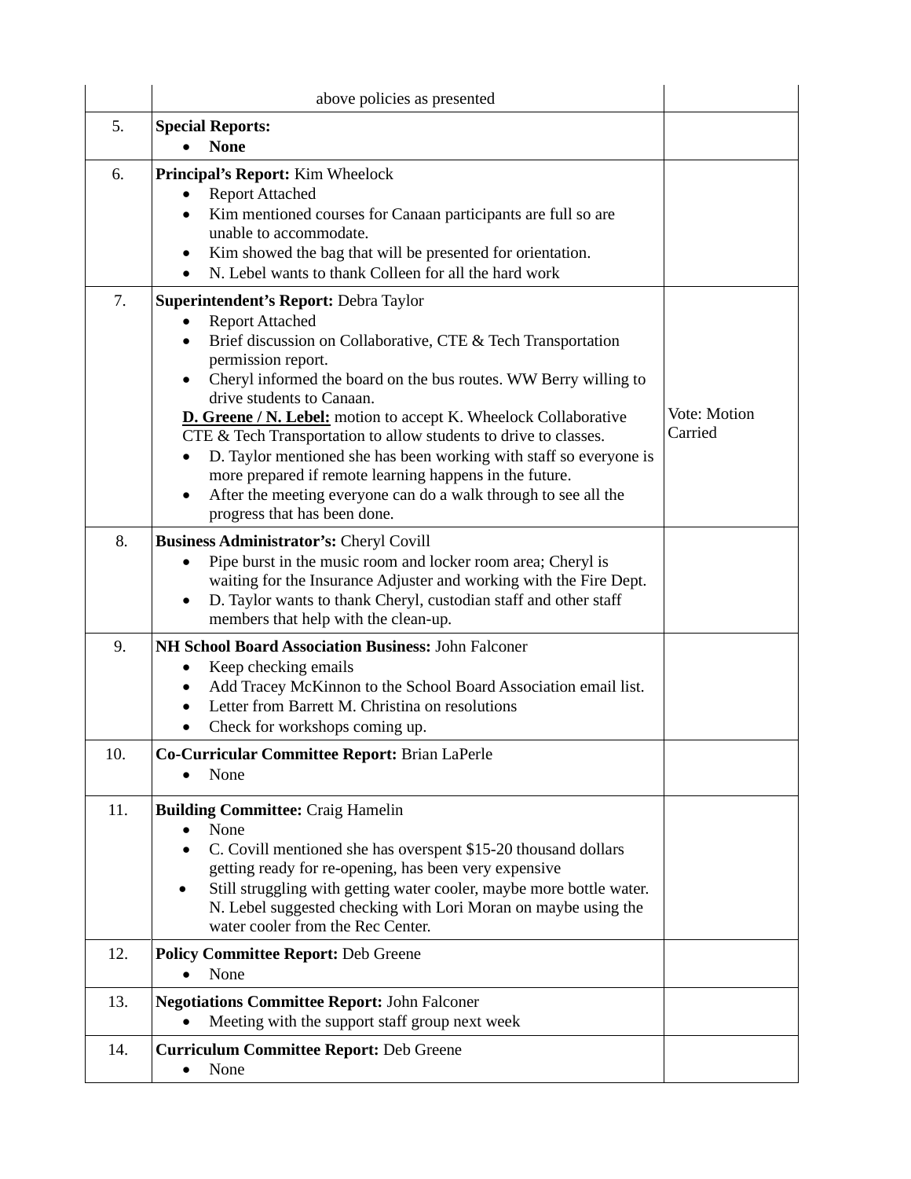|  |  |  |
|---|---|---|
|  | above policies as presented |  |
| 5. | **Special Reports:**<br>• **None** |  |
| 6. | **Principal's Report:** Kim Wheelock<br>• Report Attached<br>• Kim mentioned courses for Canaan participants are full so are unable to accommodate.<br>• Kim showed the bag that will be presented for orientation.<br>• N. Lebel wants to thank Colleen for all the hard work |  |
| 7. | **Superintendent's Report:** Debra Taylor<br>• Report Attached<br>• Brief discussion on Collaborative, CTE & Tech Transportation permission report.<br>• Cheryl informed the board on the bus routes. WW Berry willing to drive students to Canaan.<br>**D. Greene / N. Lebel:** motion to accept K. Wheelock Collaborative CTE & Tech Transportation to allow students to drive to classes.<br>• D. Taylor mentioned she has been working with staff so everyone is more prepared if remote learning happens in the future.<br>• After the meeting everyone can do a walk through to see all the progress that has been done. | Vote: Motion Carried |
| 8. | **Business Administrator's:** Cheryl Covill<br>• Pipe burst in the music room and locker room area; Cheryl is waiting for the Insurance Adjuster and working with the Fire Dept.<br>• D. Taylor wants to thank Cheryl, custodian staff and other staff members that help with the clean-up. |  |
| 9. | **NH School Board Association Business:** John Falconer<br>• Keep checking emails<br>• Add Tracey McKinnon to the School Board Association email list.<br>• Letter from Barrett M. Christina on resolutions<br>• Check for workshops coming up. |  |
| 10. | **Co-Curricular Committee Report:** Brian LaPerle<br>• None |  |
| 11. | **Building Committee:** Craig Hamelin<br>• None<br>• C. Covill mentioned she has overspent $15-20 thousand dollars getting ready for re-opening, has been very expensive<br>• Still struggling with getting water cooler, maybe more bottle water. N. Lebel suggested checking with Lori Moran on maybe using the water cooler from the Rec Center. |  |
| 12. | **Policy Committee Report:** Deb Greene<br>• None |  |
| 13. | **Negotiations Committee Report:** John Falconer<br>• Meeting with the support staff group next week |  |
| 14. | **Curriculum Committee Report:** Deb Greene<br>• None |  |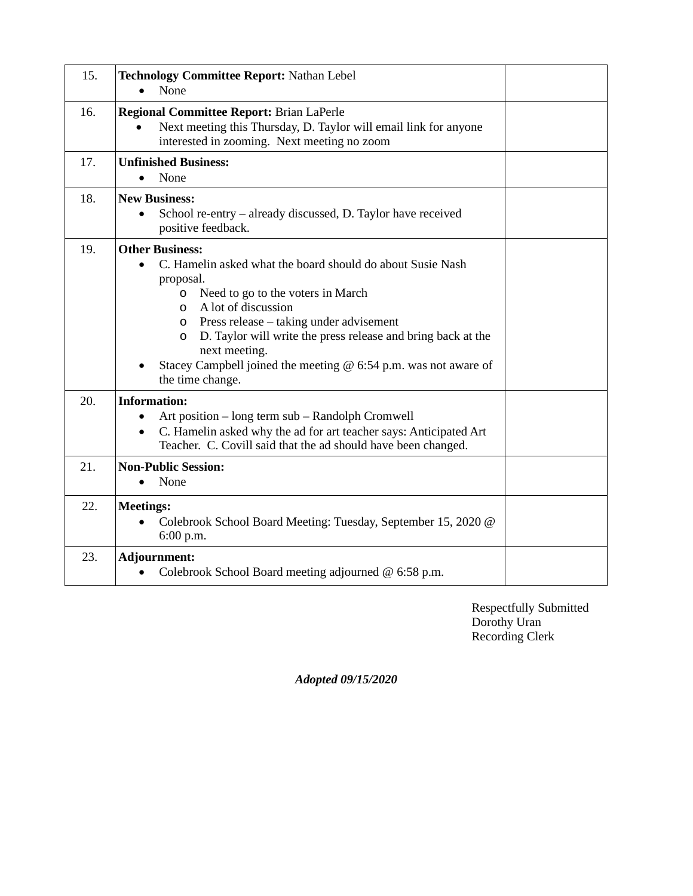| | | |
|---|---|---|
| 15. | **Technology Committee Report:** Nathan Lebel<br>• None | |
| 16. | **Regional Committee Report:** Brian LaPerle<br>• Next meeting this Thursday, D. Taylor will email link for anyone interested in zooming. Next meeting no zoom | |
| 17. | **Unfinished Business:**<br>• None | |
| 18. | **New Business:**<br>• School re-entry – already discussed, D. Taylor have received positive feedback. | |
| 19. | **Other Business:**<br>• C. Hamelin asked what the board should do about Susie Nash proposal.<br>  o Need to go to the voters in March<br>  o A lot of discussion<br>  o Press release – taking under advisement<br>  o D. Taylor will write the press release and bring back at the next meeting.<br>• Stacey Campbell joined the meeting @ 6:54 p.m. was not aware of the time change. | |
| 20. | **Information:**<br>• Art position – long term sub – Randolph Cromwell<br>• C. Hamelin asked why the ad for art teacher says: Anticipated Art Teacher. C. Covill said that the ad should have been changed. | |
| 21. | **Non-Public Session:**<br>• None | |
| 22. | **Meetings:**<br>• Colebrook School Board Meeting: Tuesday, September 15, 2020 @ 6:00 p.m. | |
| 23. | **Adjournment:**<br>• Colebrook School Board meeting adjourned @ 6:58 p.m. | |

Respectfully Submitted
Dorothy Uran
Recording Clerk

***Adopted 09/15/2020***